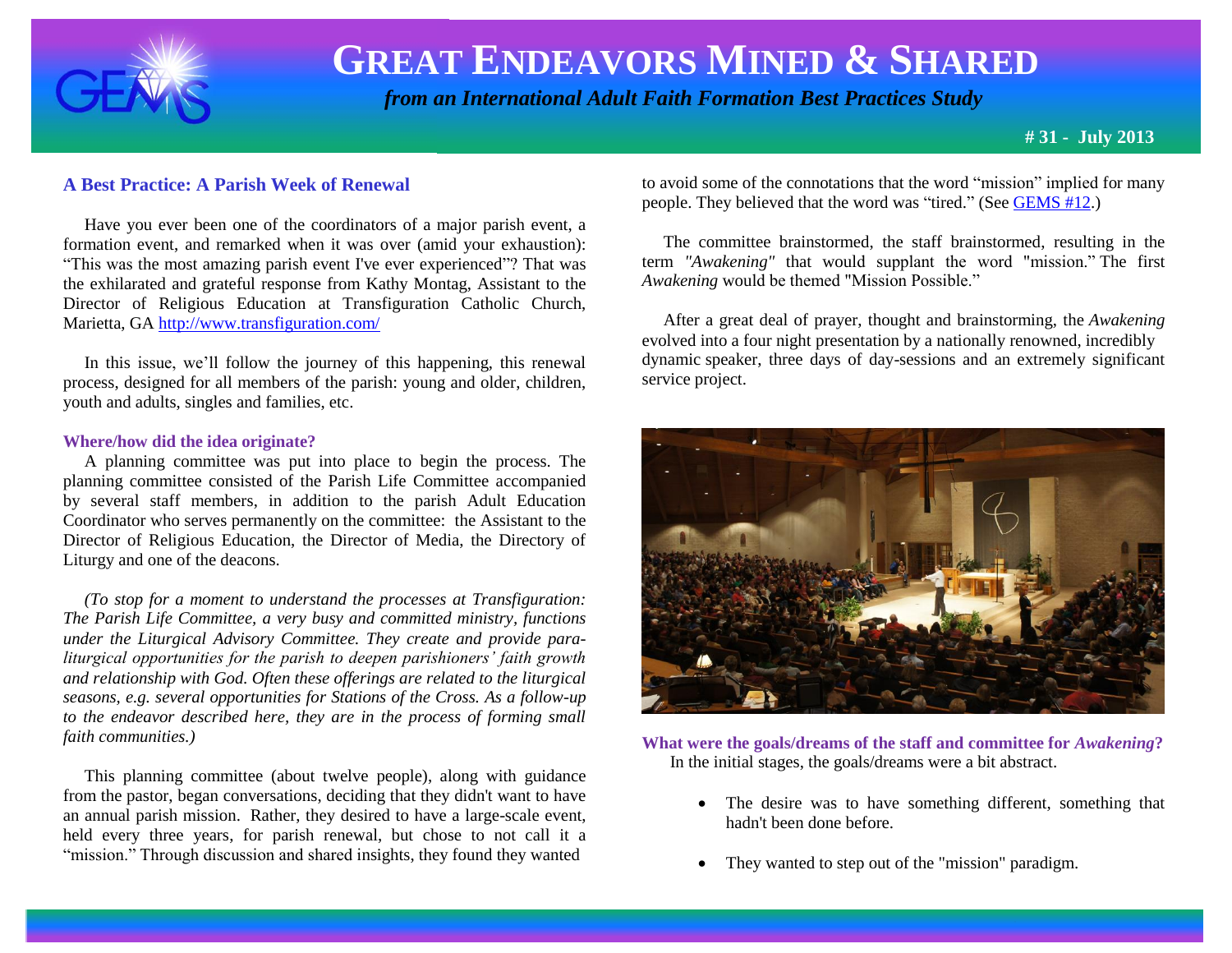# GREAT ENDEAVORS MINED & SHARED

*from an International Adult Faith Formation Best Practices Study*

**# 31 - July 2013**

### A Best Practice: A Parish Week of Renewal

Have you ever been one of the coordinators of a major parish event, a formation event, and remarked when it was over (amid your exhaustion): "This was the most amazing parish event I've ever experienced"? That was the exhilarated and grateful response from Kathy Montag, Assistant to the Director of Religious Education at Transfiguration Catholic Church, Marietta, GA http://www.transfiguration.com/

In this issue, we'll follow the journey of this happening, this renewal process, designed for all members of the parish: young and older, children, youth and adults, singles and families, etc.

#### Where/how did the idea originate?

A planning committee was put into place to begin the process. The planning committee consisted of the Parish Life Committee accompanied by several staff members, in addition to the parish Adult Education Coordinator who serves permanently on the committee: the Assistant to the Director of Religious Education, the Director of Media, the Directory of Liturgy and one of the deacons.

*(To stop for a moment to understand the processes at Transfiguration: The Parish Life Committee, a very busy and committed ministry, functions under the Liturgical Advisory Committee. They create and provide para-liturgical opportunities for the parish to deepen parishioners' faith growth and relationship with God. Often these offerings are related to the liturgical seasons, e.g. several opportunities for Stations of the Cross. As a follow-up to the endeavor described here, they are in the process of forming small faith communities.)*

This planning committee (about twelve people), along with guidance from the pastor, began conversations, deciding that they didn't want to have an annual parish mission. Rather, they desired to have a large-scale event, held every three years, for parish renewal, but chose to not call it a "mission." Through discussion and shared insights, they found they wanted to avoid some of the connotations that the word "mission" implied for many people. They believed that the word was "tired." (See GEMS #12.)

The committee brainstormed, the staff brainstormed, resulting in the term *"Awakening"* that would supplant the word "mission." The first *Awakening* would be themed "Mission Possible."

After a great deal of prayer, thought and brainstorming, the *Awakening* evolved into a four night presentation by a nationally renowned, incredibly dynamic speaker, three days of day-sessions and an extremely significant service project.

#### What were the goals/dreams of the staff and committee for *Awakening*?

In the initial stages, the goals/dreams were a bit abstract.

- The desire was to have something different, something that hadn't been done before.
- They wanted to step out of the "mission" paradigm.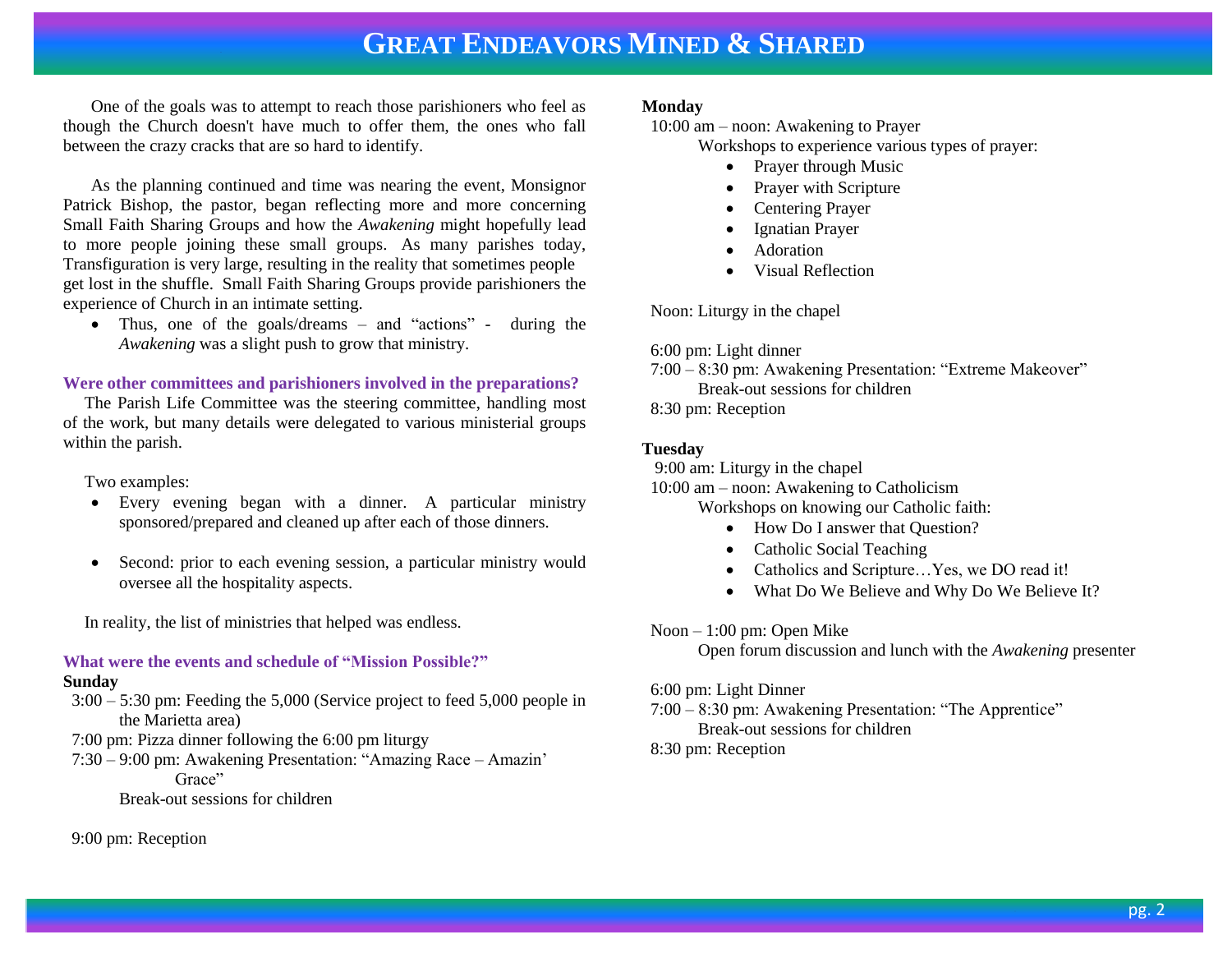One of the goals was to attempt to reach those parishioners who feel as though the Church doesn't have much to offer them, the ones who fall between the crazy cracks that are so hard to identify.

As the planning continued and time was nearing the event, Monsignor Patrick Bishop, the pastor, began reflecting more and more concerning Small Faith Sharing Groups and how the *Awakening* might hopefully lead to more people joining these small groups. As many parishes today, Transfiguration is very large, resulting in the reality that sometimes people get lost in the shuffle. Small Faith Sharing Groups provide parishioners the experience of Church in an intimate setting.

- Thus, one of the goals/dreams – and "actions" - during the *Awakening* was a slight push to grow that ministry.

**Were other committees and parishioners involved in the preparations?**

The Parish Life Committee was the steering committee, handling most of the work, but many details were delegated to various ministerial groups within the parish.

Two examples:

- Every evening began with a dinner. A particular ministry sponsored/prepared and cleaned up after each of those dinners.
- Second: prior to each evening session, a particular ministry would oversee all the hospitality aspects.

In reality, the list of ministries that helped was endless.

**What were the events and schedule of "Mission Possible?"**

**Sunday**

3:00 – 5:30 pm: Feeding the 5,000 (Service project to feed 5,000 people in the Marietta area)
7:00 pm: Pizza dinner following the 6:00 pm liturgy
7:30 – 9:00 pm: Awakening Presentation: "Amazing Race – Amazin' Grace"
Break-out sessions for children

9:00 pm: Reception

**Monday**

10:00 am – noon: Awakening to Prayer
Workshops to experience various types of prayer:

- Prayer through Music
- Prayer with Scripture
- Centering Prayer
- Ignatian Prayer
- Adoration
- Visual Reflection

Noon: Liturgy in the chapel

6:00 pm: Light dinner
7:00 – 8:30 pm: Awakening Presentation: "Extreme Makeover"
Break-out sessions for children
8:30 pm: Reception

**Tuesday**

9:00 am: Liturgy in the chapel
10:00 am – noon: Awakening to Catholicism
Workshops on knowing our Catholic faith:

- How Do I answer that Question?
- Catholic Social Teaching
- Catholics and Scripture…Yes, we DO read it!
- What Do We Believe and Why Do We Believe It?

Noon – 1:00 pm: Open Mike
Open forum discussion and lunch with the *Awakening* presenter

6:00 pm: Light Dinner
7:00 – 8:30 pm: Awakening Presentation: "The Apprentice"
Break-out sessions for children
8:30 pm: Reception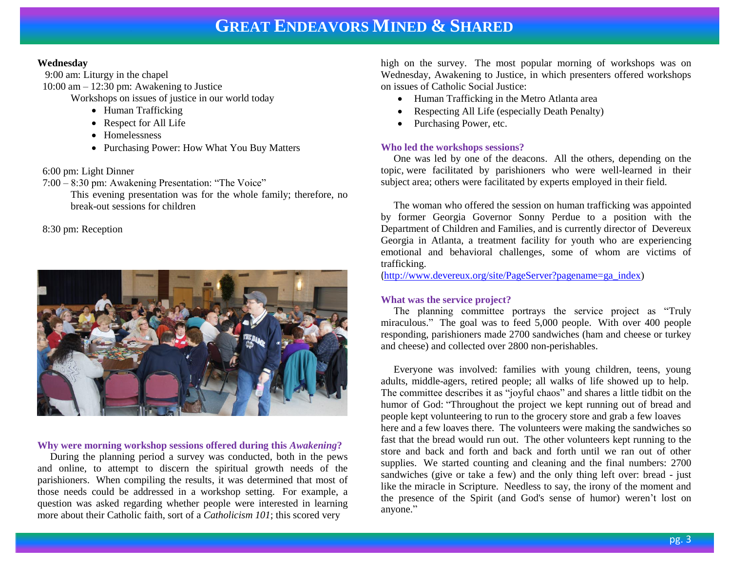**Wednesday**

9:00 am: Liturgy in the chapel

10:00 am – 12:30 pm: Awakening to Justice

Workshops on issues of justice in our world today

- Human Trafficking
- Respect for All Life
- Homelessness
- Purchasing Power: How What You Buy Matters

6:00 pm: Light Dinner

7:00 – 8:30 pm: Awakening Presentation: "The Voice"

This evening presentation was for the whole family; therefore, no break-out sessions for children

8:30 pm: Reception

### Why were morning workshop sessions offered during this *Awakening*?

During the planning period a survey was conducted, both in the pews and online, to attempt to discern the spiritual growth needs of the parishioners. When compiling the results, it was determined that most of those needs could be addressed in a workshop setting. For example, a question was asked regarding whether people were interested in learning more about their Catholic faith, sort of a *Catholicism 101*; this scored very high on the survey. The most popular morning of workshops was on Wednesday, Awakening to Justice, in which presenters offered workshops on issues of Catholic Social Justice:

- Human Trafficking in the Metro Atlanta area
- Respecting All Life (especially Death Penalty)
- Purchasing Power, etc.

### Who led the workshops sessions?

One was led by one of the deacons. All the others, depending on the topic, were facilitated by parishioners who were well-learned in their subject area; others were facilitated by experts employed in their field.

The woman who offered the session on human trafficking was appointed by former Georgia Governor Sonny Perdue to a position with the Department of Children and Families, and is currently director of Devereux Georgia in Atlanta, a treatment facility for youth who are experiencing emotional and behavioral challenges, some of whom are victims of trafficking.
(http://www.devereux.org/site/PageServer?pagename=ga_index)

### What was the service project?

The planning committee portrays the service project as "Truly miraculous." The goal was to feed 5,000 people. With over 400 people responding, parishioners made 2700 sandwiches (ham and cheese or turkey and cheese) and collected over 2800 non-perishables.

Everyone was involved: families with young children, teens, young adults, middle-agers, retired people; all walks of life showed up to help. The committee describes it as "joyful chaos" and shares a little tidbit on the humor of God: "Throughout the project we kept running out of bread and people kept volunteering to run to the grocery store and grab a few loaves here and a few loaves there. The volunteers were making the sandwiches so fast that the bread would run out. The other volunteers kept running to the store and back and forth and back and forth until we ran out of other supplies. We started counting and cleaning and the final numbers: 2700 sandwiches (give or take a few) and the only thing left over: bread - just like the miracle in Scripture. Needless to say, the irony of the moment and the presence of the Spirit (and God's sense of humor) weren't lost on anyone."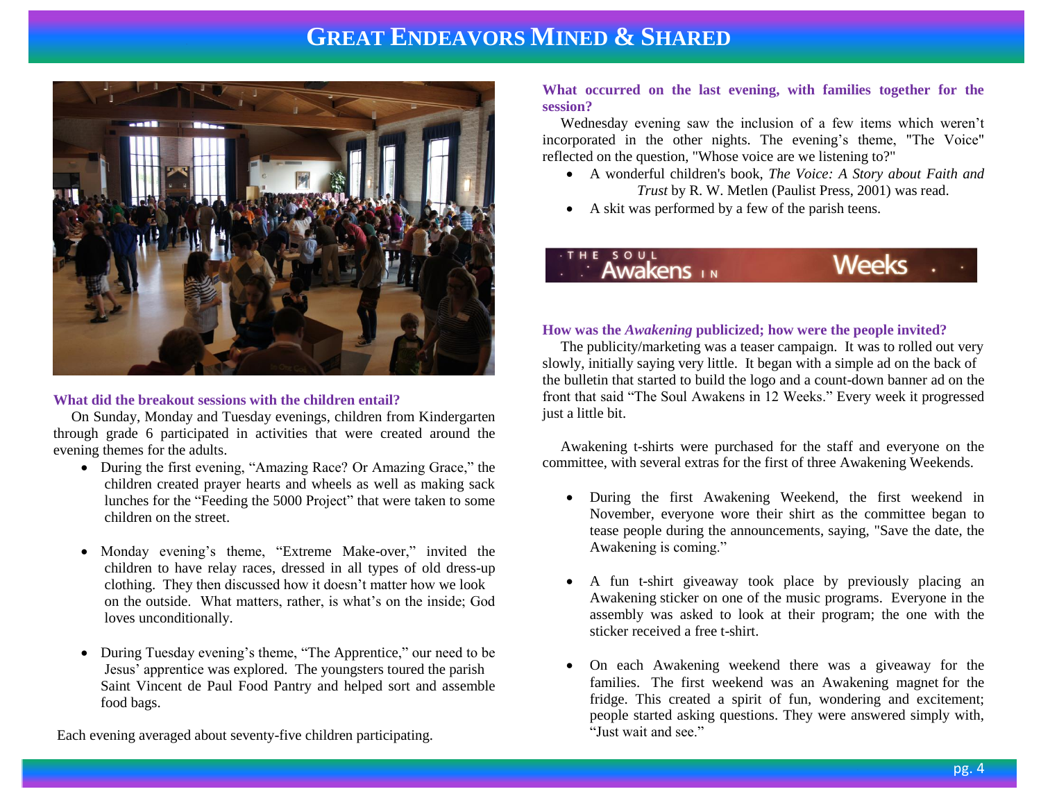# Great Endeavors Mined & Shared

**What did the breakout sessions with the children entail?**

On Sunday, Monday and Tuesday evenings, children from Kindergarten through grade 6 participated in activities that were created around the evening themes for the adults.

- During the first evening, "Amazing Race? Or Amazing Grace," the children created prayer hearts and wheels as well as making sack lunches for the "Feeding the 5000 Project" that were taken to some children on the street.
- Monday evening's theme, "Extreme Make-over," invited the children to have relay races, dressed in all types of old dress-up clothing. They then discussed how it doesn't matter how we look on the outside. What matters, rather, is what's on the inside; God loves unconditionally.
- During Tuesday evening's theme, "The Apprentice," our need to be Jesus' apprentice was explored. The youngsters toured the parish Saint Vincent de Paul Food Pantry and helped sort and assemble food bags.

Each evening averaged about seventy-five children participating.

**What occurred on the last evening, with families together for the session?**

Wednesday evening saw the inclusion of a few items which weren't incorporated in the other nights. The evening's theme, "The Voice" reflected on the question, "Whose voice are we listening to?"

- A wonderful children's book, *The Voice: A Story about Faith and Trust* by R. W. Metlen (Paulist Press, 2001) was read.
- A skit was performed by a few of the parish teens.

THE SOUL Awakens IN Weeks

**How was the *Awakening* publicized; how were the people invited?**

The publicity/marketing was a teaser campaign. It was to rolled out very slowly, initially saying very little. It began with a simple ad on the back of the bulletin that started to build the logo and a count-down banner ad on the front that said "The Soul Awakens in 12 Weeks." Every week it progressed just a little bit.

Awakening t-shirts were purchased for the staff and everyone on the committee, with several extras for the first of three Awakening Weekends.

- During the first Awakening Weekend, the first weekend in November, everyone wore their shirt as the committee began to tease people during the announcements, saying, "Save the date, the Awakening is coming."
- A fun t-shirt giveaway took place by previously placing an Awakening sticker on one of the music programs. Everyone in the assembly was asked to look at their program; the one with the sticker received a free t-shirt.
- On each Awakening weekend there was a giveaway for the families. The first weekend was an Awakening magnet for the fridge. This created a spirit of fun, wondering and excitement; people started asking questions. They were answered simply with, "Just wait and see."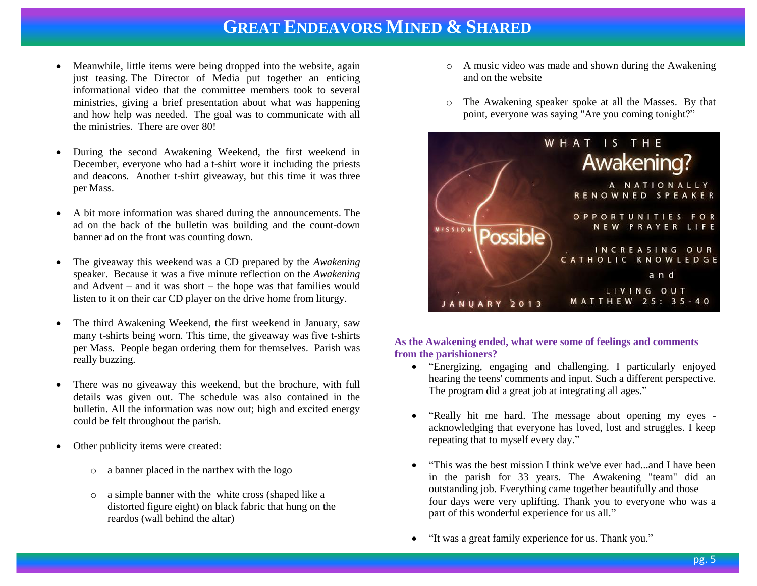- Meanwhile, little items were being dropped into the website, again just teasing. The Director of Media put together an enticing informational video that the committee members took to several ministries, giving a brief presentation about what was happening and how help was needed. The goal was to communicate with all the ministries. There are over 80!

- During the second Awakening Weekend, the first weekend in December, everyone who had a t-shirt wore it including the priests and deacons. Another t-shirt giveaway, but this time it was three per Mass.

- A bit more information was shared during the announcements. The ad on the back of the bulletin was building and the count-down banner ad on the front was counting down.

- The giveaway this weekend was a CD prepared by the *Awakening* speaker. Because it was a five minute reflection on the *Awakening* and Advent – and it was short – the hope was that families would listen to it on their car CD player on the drive home from liturgy.

- The third Awakening Weekend, the first weekend in January, saw many t-shirts being worn. This time, the giveaway was five t-shirts per Mass. People began ordering them for themselves. Parish was really buzzing.

- There was no giveaway this weekend, but the brochure, with full details was given out. The schedule was also contained in the bulletin. All the information was now out; high and excited energy could be felt throughout the parish.

- Other publicity items were created:
  - a banner placed in the narthex with the logo
  - a simple banner with the white cross (shaped like a distorted figure eight) on black fabric that hung on the reardos (wall behind the altar)
  - A music video was made and shown during the Awakening and on the website
  - The Awakening speaker spoke at all the Masses. By that point, everyone was saying "Are you coming tonight?"

WHAT IS THE Awakening?

A NATIONALLY RENOWNED SPEAKER

OPPORTUNITIES FOR NEW PRAYER LIFE

INCREASING OUR CATHOLIC KNOWLEDGE

and

LIVING OUT MATTHEW 25: 35-40

MISSION Possible

JANUARY 2013

**As the Awakening ended, what were some of feelings and comments from the parishioners?**

- "Energizing, engaging and challenging. I particularly enjoyed hearing the teens' comments and input. Such a different perspective. The program did a great job at integrating all ages."

- "Really hit me hard. The message about opening my eyes - acknowledging that everyone has loved, lost and struggles. I keep repeating that to myself every day."

- "This was the best mission I think we've ever had...and I have been in the parish for 33 years. The Awakening "team" did an outstanding job. Everything came together beautifully and those four days were very uplifting. Thank you to everyone who was a part of this wonderful experience for us all."

- "It was a great family experience for us. Thank you."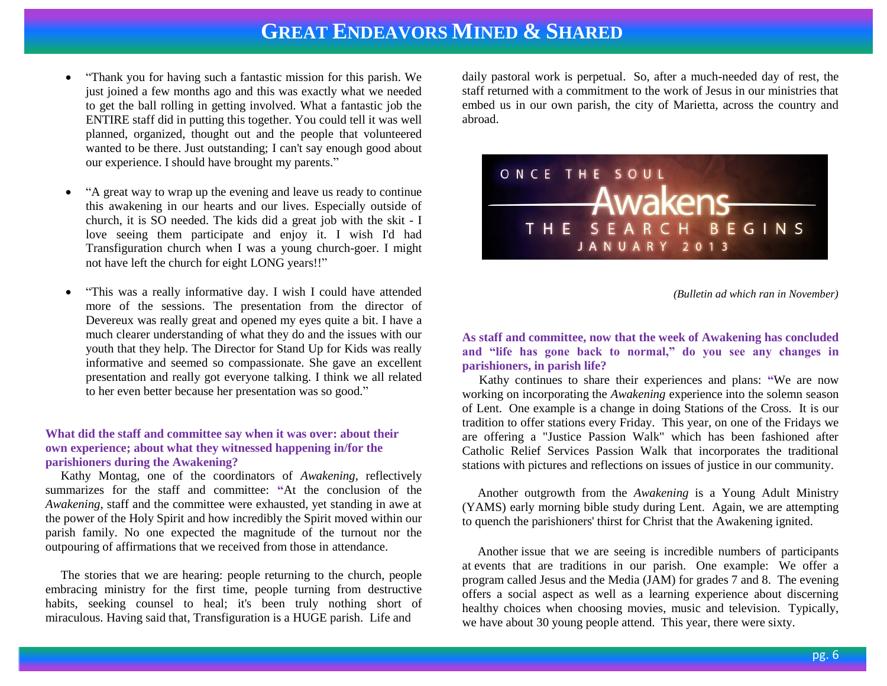- "Thank you for having such a fantastic mission for this parish. We just joined a few months ago and this was exactly what we needed to get the ball rolling in getting involved. What a fantastic job the ENTIRE staff did in putting this together. You could tell it was well planned, organized, thought out and the people that volunteered wanted to be there. Just outstanding; I can't say enough good about our experience. I should have brought my parents."

- "A great way to wrap up the evening and leave us ready to continue this awakening in our hearts and our lives. Especially outside of church, it is SO needed. The kids did a great job with the skit - I love seeing them participate and enjoy it. I wish I'd had Transfiguration church when I was a young church-goer. I might not have left the church for eight LONG years!!"

- "This was a really informative day. I wish I could have attended more of the sessions. The presentation from the director of Devereux was really great and opened my eyes quite a bit. I have a much clearer understanding of what they do and the issues with our youth that they help. The Director for Stand Up for Kids was really informative and seemed so compassionate. She gave an excellent presentation and really got everyone talking. I think we all related to her even better because her presentation was so good."

**What did the staff and committee say when it was over: about their own experience; about what they witnessed happening in/for the parishioners during the Awakening?**

Kathy Montag, one of the coordinators of *Awakening*, reflectively summarizes for the staff and committee: "At the conclusion of the *Awakening*, staff and the committee were exhausted, yet standing in awe at the power of the Holy Spirit and how incredibly the Spirit moved within our parish family. No one expected the magnitude of the turnout nor the outpouring of affirmations that we received from those in attendance.

The stories that we are hearing: people returning to the church, people embracing ministry for the first time, people turning from destructive habits, seeking counsel to heal; it's been truly nothing short of miraculous. Having said that, Transfiguration is a HUGE parish. Life and daily pastoral work is perpetual. So, after a much-needed day of rest, the staff returned with a commitment to the work of Jesus in our ministries that embed us in our own parish, the city of Marietta, across the country and abroad.

ONCE THE SOUL **Awakens** THE SEARCH BEGINS JANUARY 2013

*(Bulletin ad which ran in November)*

**As staff and committee, now that the week of Awakening has concluded and "life has gone back to normal," do you see any changes in parishioners, in parish life?**

Kathy continues to share their experiences and plans: "We are now working on incorporating the *Awakening* experience into the solemn season of Lent. One example is a change in doing Stations of the Cross. It is our tradition to offer stations every Friday. This year, on one of the Fridays we are offering a "Justice Passion Walk" which has been fashioned after Catholic Relief Services Passion Walk that incorporates the traditional stations with pictures and reflections on issues of justice in our community.

Another outgrowth from the *Awakening* is a Young Adult Ministry (YAMS) early morning bible study during Lent. Again, we are attempting to quench the parishioners' thirst for Christ that the Awakening ignited.

Another issue that we are seeing is incredible numbers of participants at events that are traditions in our parish. One example: We offer a program called Jesus and the Media (JAM) for grades 7 and 8. The evening offers a social aspect as well as a learning experience about discerning healthy choices when choosing movies, music and television. Typically, we have about 30 young people attend. This year, there were sixty.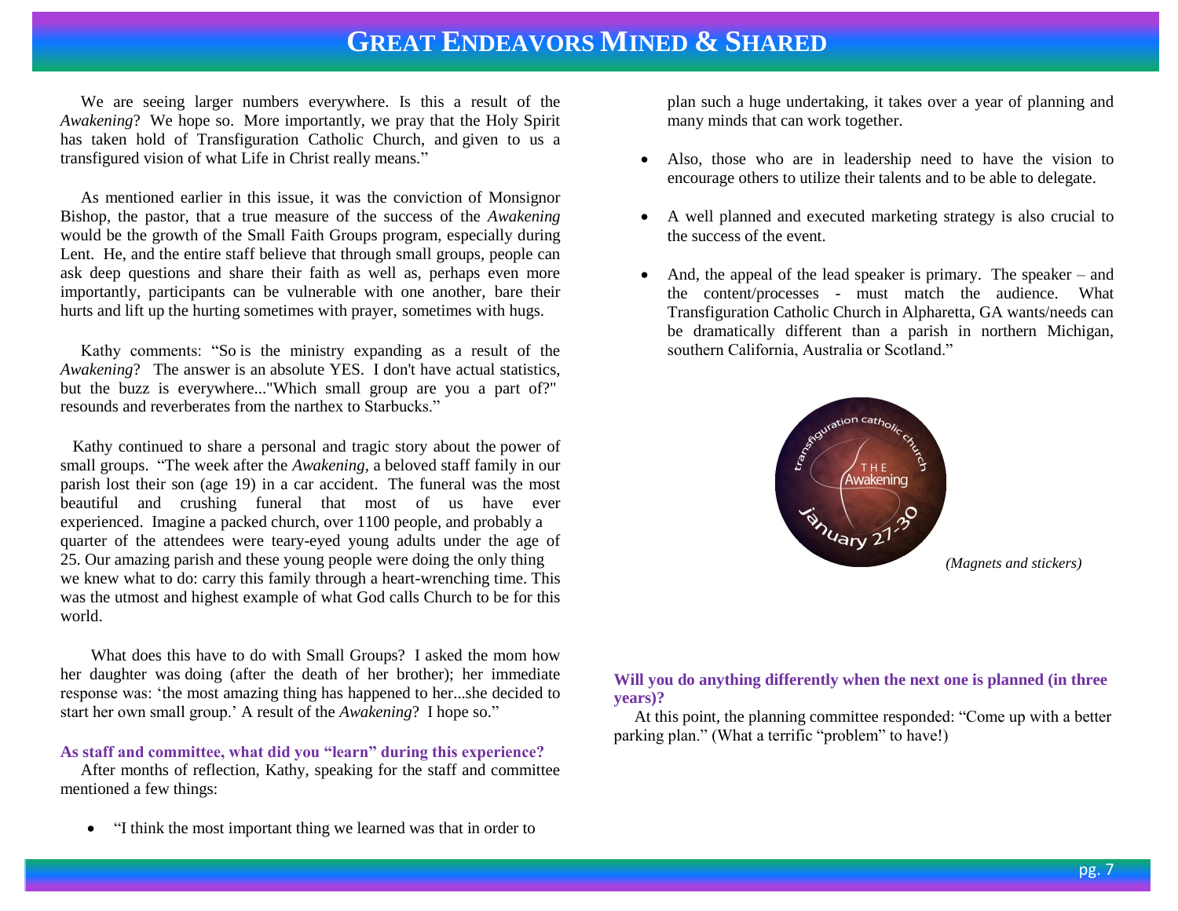We are seeing larger numbers everywhere. Is this a result of the *Awakening*? We hope so. More importantly, we pray that the Holy Spirit has taken hold of Transfiguration Catholic Church, and given to us a transfigured vision of what Life in Christ really means."

As mentioned earlier in this issue, it was the conviction of Monsignor Bishop, the pastor, that a true measure of the success of the *Awakening* would be the growth of the Small Faith Groups program, especially during Lent. He, and the entire staff believe that through small groups, people can ask deep questions and share their faith as well as, perhaps even more importantly, participants can be vulnerable with one another, bare their hurts and lift up the hurting sometimes with prayer, sometimes with hugs.

Kathy comments: "So is the ministry expanding as a result of the *Awakening*? The answer is an absolute YES. I don't have actual statistics, but the buzz is everywhere..."Which small group are you a part of?" resounds and reverberates from the narthex to Starbucks."

Kathy continued to share a personal and tragic story about the power of small groups. "The week after the *Awakening*, a beloved staff family in our parish lost their son (age 19) in a car accident. The funeral was the most beautiful and crushing funeral that most of us have ever experienced. Imagine a packed church, over 1100 people, and probably a quarter of the attendees were teary-eyed young adults under the age of 25. Our amazing parish and these young people were doing the only thing we knew what to do: carry this family through a heart-wrenching time. This was the utmost and highest example of what God calls Church to be for this world.

What does this have to do with Small Groups? I asked the mom how her daughter was doing (after the death of her brother); her immediate response was: 'the most amazing thing has happened to her...she decided to start her own small group.' A result of the *Awakening*? I hope so."

**As staff and committee, what did you "learn" during this experience?**

After months of reflection, Kathy, speaking for the staff and committee mentioned a few things:

- "I think the most important thing we learned was that in order to plan such a huge undertaking, it takes over a year of planning and many minds that can work together.
- Also, those who are in leadership need to have the vision to encourage others to utilize their talents and to be able to delegate.
- A well planned and executed marketing strategy is also crucial to the success of the event.
- And, the appeal of the lead speaker is primary. The speaker – and the content/processes - must match the audience. What Transfiguration Catholic Church in Alpharetta, GA wants/needs can be dramatically different than a parish in northern Michigan, southern California, Australia or Scotland."

transfiguration catholic church
THE Awakening
January 27-30

*(Magnets and stickers)*

**Will you do anything differently when the next one is planned (in three years)?**

At this point, the planning committee responded: "Come up with a better parking plan." (What a terrific "problem" to have!)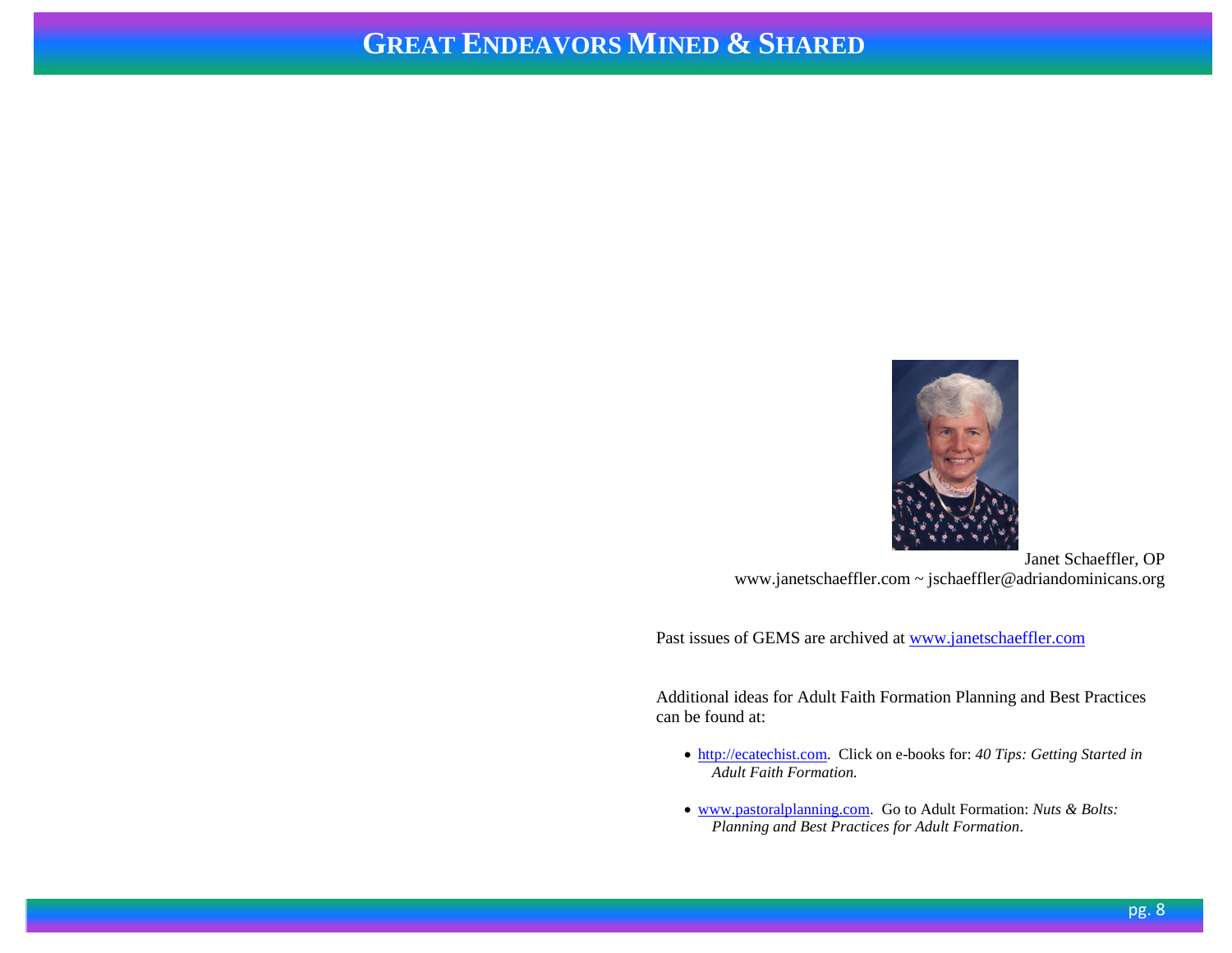Janet Schaeffler, OP
www.janetschaeffler.com ~ jschaeffler@adriandominicans.org

Past issues of GEMS are archived at www.janetschaeffler.com

Additional ideas for Adult Faith Formation Planning and Best Practices can be found at:

- http://ecatechist.com. Click on e-books for: *40 Tips: Getting Started in Adult Faith Formation.*
- www.pastoralplanning.com. Go to Adult Formation: *Nuts & Bolts: Planning and Best Practices for Adult Formation*.